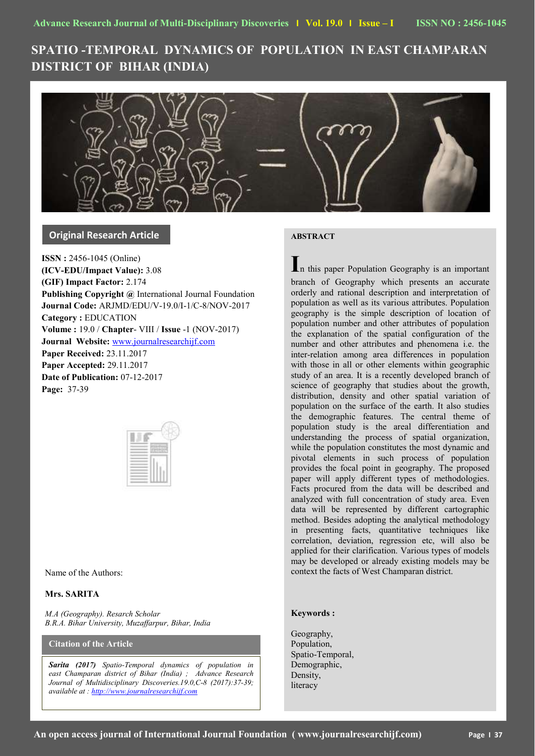# SPATIO -TEMPORAL DYNAMICS OF POPULATION IN EAST CHAMPARAN DISTRICT OF BIHAR (INDIA)

**Original Research Article**

**ISSN :** 2456-1045 (Online)
**(ICV-EDU/Impact Value):** 3.08
**(GIF) Impact Factor:** 2.174
**Publishing Copyright @** International Journal Foundation
**Journal Code:** ARJMD/EDU/V-19.0/I-1/C-8/NOV-2017
**Category :** EDUCATION
**Volume :** 19.0 / **Chapter**- VIII / **Issue** -1 (NOV-2017)
**Journal Website:** www.journalresearchijf.com
**Paper Received:** 23.11.2017
**Paper Accepted:** 29.11.2017
**Date of Publication:** 07-12-2017
**Page:** 37-39

Name of the Authors:

**Mrs. SARITA**

*M.A (Geography). Resarch Scholar*
*B.R.A. Bihar University, Muzaffarpur, Bihar, India*

**Citation of the Article**

***Sarita (2017)*** *Spatio-Temporal dynamics of population in east Champaran district of Bihar (India) ; Advance Research Journal of Multidisciplinary Discoveries.19.0,C-8 (2017):37-39; available at : http://www.journalresearchijf.com*

**ABSTRACT**

In this paper Population Geography is an important branch of Geography which presents an accurate orderly and rational description and interpretation of population as well as its various attributes. Population geography is the simple description of location of population number and other attributes of population the explanation of the spatial configuration of the number and other attributes and phenomena i.e. the inter-relation among area differences in population with those in all or other elements within geographic study of an area. It is a recently developed branch of science of geography that studies about the growth, distribution, density and other spatial variation of population on the surface of the earth. It also studies the demographic features. The central theme of population study is the areal differentiation and understanding the process of spatial organization, while the population constitutes the most dynamic and pivotal elements in such process of population provides the focal point in geography. The proposed paper will apply different types of methodologies. Facts procured from the data will be described and analyzed with full concentration of study area. Even data will be represented by different cartographic method. Besides adopting the analytical methodology in presenting facts, quantitative techniques like correlation, deviation, regression etc, will also be applied for their clarification. Various types of models may be developed or already existing models may be context the facts of West Champaran district.

**Keywords :**

Geography,
Population,
Spatio-Temporal,
Demographic,
Density,
literacy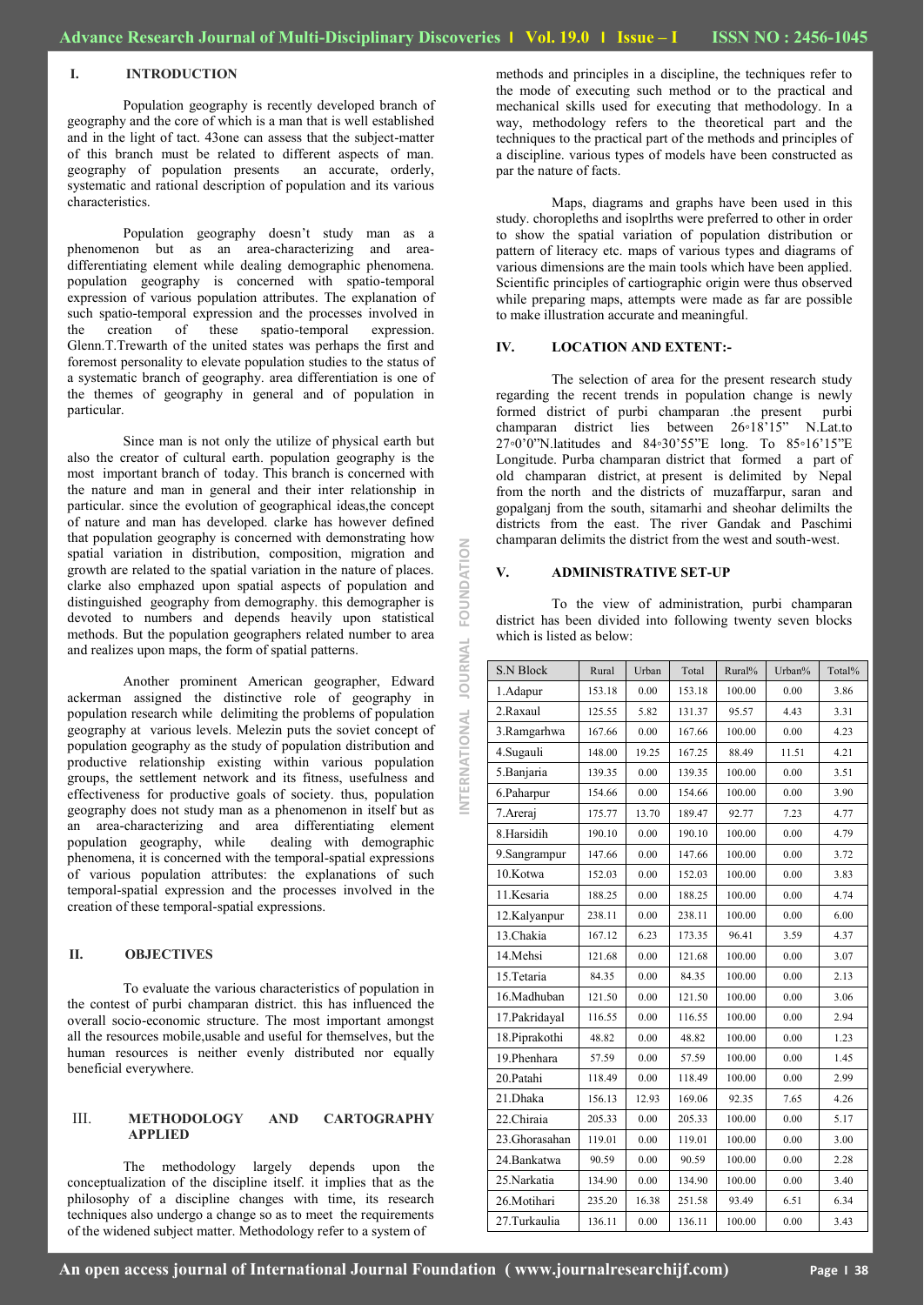## I. INTRODUCTION

Population geography is recently developed branch of geography and the core of which is a man that is well established and in the light of tact. 43one can assess that the subject-matter of this branch must be related to different aspects of man. geography of population presents an accurate, orderly, systematic and rational description of population and its various characteristics.

Population geography doesn't study man as a phenomenon but as an area-characterizing and area-differentiating element while dealing demographic phenomena. population geography is concerned with spatio-temporal expression of various population attributes. The explanation of such spatio-temporal expression and the processes involved in the creation of these spatio-temporal expression. Glenn.T.Trewarth of the united states was perhaps the first and foremost personality to elevate population studies to the status of a systematic branch of geography. area differentiation is one of the themes of geography in general and of population in particular.

Since man is not only the utilize of physical earth but also the creator of cultural earth. population geography is the most important branch of today. This branch is concerned with the nature and man in general and their inter relationship in particular. since the evolution of geographical ideas,the concept of nature and man has developed. clarke has however defined that population geography is concerned with demonstrating how spatial variation in distribution, composition, migration and growth are related to the spatial variation in the nature of places. clarke also emphazed upon spatial aspects of population and distinguished geography from demography. this demographer is devoted to numbers and depends heavily upon statistical methods. But the population geographers related number to area and realizes upon maps, the form of spatial patterns.

Another prominent American geographer, Edward ackerman assigned the distinctive role of geography in population research while delimiting the problems of population geography at various levels. Melezin puts the soviet concept of population geography as the study of population distribution and productive relationship existing within various population groups, the settlement network and its fitness, usefulness and effectiveness for productive goals of society. thus, population geography does not study man as a phenomenon in itself but as an area-characterizing and area differentiating element population geography, while dealing with demographic phenomena, it is concerned with the temporal-spatial expressions of various population attributes: the explanations of such temporal-spatial expression and the processes involved in the creation of these temporal-spatial expressions.

## II. OBJECTIVES

To evaluate the various characteristics of population in the contest of purbi champaran district. this has influenced the overall socio-economic structure. The most important amongst all the resources mobile,usable and useful for themselves, but the human resources is neither evenly distributed nor equally beneficial everywhere.

## III. METHODOLOGY AND CARTOGRAPHY APPLIED

The methodology largely depends upon the conceptualization of the discipline itself. it implies that as the philosophy of a discipline changes with time, its research techniques also undergo a change so as to meet the requirements of the widened subject matter. Methodology refer to a system of methods and principles in a discipline, the techniques refer to the mode of executing such method or to the practical and mechanical skills used for executing that methodology. In a way, methodology refers to the theoretical part and the techniques to the practical part of the methods and principles of a discipline. various types of models have been constructed as par the nature of facts.

Maps, diagrams and graphs have been used in this study. choropleths and isoplrths were preferred to other in order to show the spatial variation of population distribution or pattern of literacy etc. maps of various types and diagrams of various dimensions are the main tools which have been applied. Scientific principles of cartiographic origin were thus observed while preparing maps, attempts were made as far are possible to make illustration accurate and meaningful.

## IV. LOCATION AND EXTENT:-

The selection of area for the present research study regarding the recent trends in population change is newly formed district of purbi champaran .the present purbi champaran district lies between 26◦18'15" N.Lat.to 27◦0'0"N.latitudes and 84◦30'55"E long. To 85◦16'15"E Longitude. Purba champaran district that formed a part of old champaran district, at present is delimited by Nepal from the north and the districts of muzaffarpur, saran and gopalganj from the south, sitamarhi and sheohar delimilts the districts from the east. The river Gandak and Paschimi champaran delimits the district from the west and south-west.

## V. ADMINISTRATIVE SET-UP

To the view of administration, purbi champaran district has been divided into following twenty seven blocks which is listed as below:

| S.N Block | Rural | Urban | Total | Rural% | Urban% | Total% |
|---|---|---|---|---|---|---|
| 1.Adapur | 153.18 | 0.00 | 153.18 | 100.00 | 0.00 | 3.86 |
| 2.Raxaul | 125.55 | 5.82 | 131.37 | 95.57 | 4.43 | 3.31 |
| 3.Ramgarhwa | 167.66 | 0.00 | 167.66 | 100.00 | 0.00 | 4.23 |
| 4.Sugauli | 148.00 | 19.25 | 167.25 | 88.49 | 11.51 | 4.21 |
| 5.Banjaria | 139.35 | 0.00 | 139.35 | 100.00 | 0.00 | 3.51 |
| 6.Paharpur | 154.66 | 0.00 | 154.66 | 100.00 | 0.00 | 3.90 |
| 7.Areraj | 175.77 | 13.70 | 189.47 | 92.77 | 7.23 | 4.77 |
| 8.Harsidih | 190.10 | 0.00 | 190.10 | 100.00 | 0.00 | 4.79 |
| 9.Sangrampur | 147.66 | 0.00 | 147.66 | 100.00 | 0.00 | 3.72 |
| 10.Kotwa | 152.03 | 0.00 | 152.03 | 100.00 | 0.00 | 3.83 |
| 11.Kesaria | 188.25 | 0.00 | 188.25 | 100.00 | 0.00 | 4.74 |
| 12.Kalyanpur | 238.11 | 0.00 | 238.11 | 100.00 | 0.00 | 6.00 |
| 13.Chakia | 167.12 | 6.23 | 173.35 | 96.41 | 3.59 | 4.37 |
| 14.Mehsi | 121.68 | 0.00 | 121.68 | 100.00 | 0.00 | 3.07 |
| 15.Tetaria | 84.35 | 0.00 | 84.35 | 100.00 | 0.00 | 2.13 |
| 16.Madhuban | 121.50 | 0.00 | 121.50 | 100.00 | 0.00 | 3.06 |
| 17.Pakridayal | 116.55 | 0.00 | 116.55 | 100.00 | 0.00 | 2.94 |
| 18.Piprakothi | 48.82 | 0.00 | 48.82 | 100.00 | 0.00 | 1.23 |
| 19.Phenhara | 57.59 | 0.00 | 57.59 | 100.00 | 0.00 | 1.45 |
| 20.Patahi | 118.49 | 0.00 | 118.49 | 100.00 | 0.00 | 2.99 |
| 21.Dhaka | 156.13 | 12.93 | 169.06 | 92.35 | 7.65 | 4.26 |
| 22.Chiraia | 205.33 | 0.00 | 205.33 | 100.00 | 0.00 | 5.17 |
| 23.Ghorasahan | 119.01 | 0.00 | 119.01 | 100.00 | 0.00 | 3.00 |
| 24.Bankatwa | 90.59 | 0.00 | 90.59 | 100.00 | 0.00 | 2.28 |
| 25.Narkatia | 134.90 | 0.00 | 134.90 | 100.00 | 0.00 | 3.40 |
| 26.Motihari | 235.20 | 16.38 | 251.58 | 93.49 | 6.51 | 6.34 |
| 27.Turkaulia | 136.11 | 0.00 | 136.11 | 100.00 | 0.00 | 3.43 |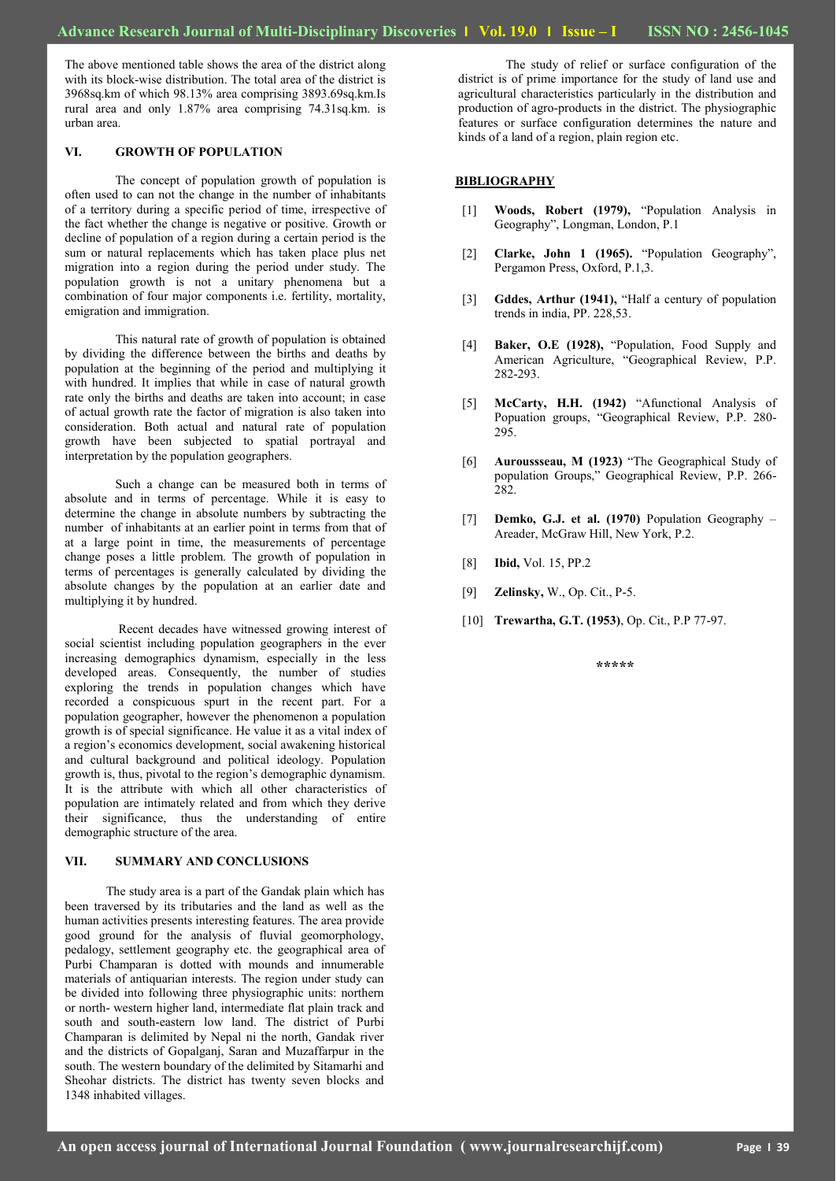The above mentioned table shows the area of the district along with its block-wise distribution. The total area of the district is 3968sq.km of which 98.13% area comprising 3893.69sq.km.Is rural area and only 1.87% area comprising 74.31sq.km. is urban area.

## VI. GROWTH OF POPULATION

The concept of population growth of population is often used to can not the change in the number of inhabitants of a territory during a specific period of time, irrespective of the fact whether the change is negative or positive. Growth or decline of population of a region during a certain period is the sum or natural replacements which has taken place plus net migration into a region during the period under study. The population growth is not a unitary phenomena but a combination of four major components i.e. fertility, mortality, emigration and immigration.

This natural rate of growth of population is obtained by dividing the difference between the births and deaths by population at the beginning of the period and multiplying it with hundred. It implies that while in case of natural growth rate only the births and deaths are taken into account; in case of actual growth rate the factor of migration is also taken into consideration. Both actual and natural rate of population growth have been subjected to spatial portrayal and interpretation by the population geographers.

Such a change can be measured both in terms of absolute and in terms of percentage. While it is easy to determine the change in absolute numbers by subtracting the number of inhabitants at an earlier point in terms from that of at a large point in time, the measurements of percentage change poses a little problem. The growth of population in terms of percentages is generally calculated by dividing the absolute changes by the population at an earlier date and multiplying it by hundred.

Recent decades have witnessed growing interest of social scientist including population geographers in the ever increasing demographics dynamism, especially in the less developed areas. Consequently, the number of studies exploring the trends in population changes which have recorded a conspicuous spurt in the recent part. For a population geographer, however the phenomenon a population growth is of special significance. He value it as a vital index of a region's economics development, social awakening historical and cultural background and political ideology. Population growth is, thus, pivotal to the region's demographic dynamism. It is the attribute with which all other characteristics of population are intimately related and from which they derive their significance, thus the understanding of entire demographic structure of the area.

## VII. SUMMARY AND CONCLUSIONS

The study area is a part of the Gandak plain which has been traversed by its tributaries and the land as well as the human activities presents interesting features. The area provide good ground for the analysis of fluvial geomorphology, pedalogy, settlement geography etc. the geographical area of Purbi Champaran is dotted with mounds and innumerable materials of antiquarian interests. The region under study can be divided into following three physiographic units: northern or north- western higher land, intermediate flat plain track and south and south-eastern low land. The district of Purbi Champaran is delimited by Nepal ni the north, Gandak river and the districts of Gopalganj, Saran and Muzaffarpur in the south. The western boundary of the delimited by Sitamarhi and Sheohar districts. The district has twenty seven blocks and 1348 inhabited villages.

The study of relief or surface configuration of the district is of prime importance for the study of land use and agricultural characteristics particularly in the distribution and production of agro-products in the district. The physiographic features or surface configuration determines the nature and kinds of a land of a region, plain region etc.

## BIBLIOGRAPHY

[1] **Woods, Robert (1979),** "Population Analysis in Geography", Longman, London, P.1

[2] **Clarke, John 1 (1965).** "Population Geography", Pergamon Press, Oxford, P.1,3.

[3] **Gddes, Arthur (1941),** "Half a century of population trends in india, PP. 228,53.

[4] **Baker, O.E (1928),** "Population, Food Supply and American Agriculture, "Geographical Review, P.P. 282-293.

[5] **McCarty, H.H. (1942)** "Afunctional Analysis of Popuation groups, "Geographical Review, P.P. 280-295.

[6] **Auroussseau, M (1923)** "The Geographical Study of population Groups," Geographical Review, P.P. 266-282.

[7] **Demko, G.J. et al. (1970)** Population Geography – Areader, McGraw Hill, New York, P.2.

[8] **Ibid,** Vol. 15, PP.2

[9] **Zelinsky,** W., Op. Cit., P-5.

[10] **Trewartha, G.T. (1953)**, Op. Cit., P.P 77-97.

*****